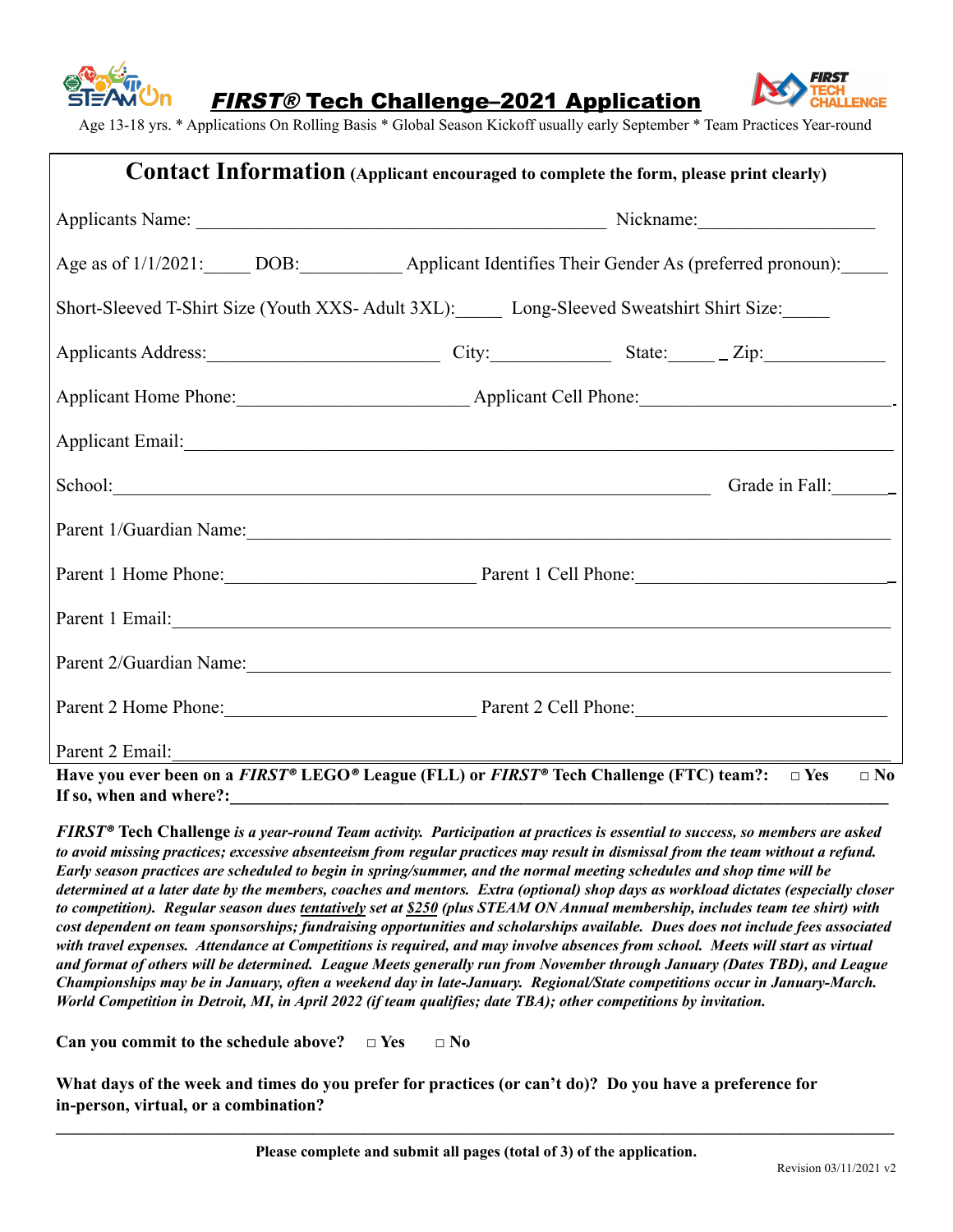# *FIRST®* Tech Challenge–2021 Application

Age 13-18 yrs. * Applications On Rolling Basis * Global Season Kickoff usually early September * Team Practices Year-round

## Contact Information (Applicant encouraged to complete the form, please print clearly)

Applicants Name: ____________________________________________ Nickname: ___________________

Age as of 1/1/2021:_____ DOB:___________ Applicant Identifies Their Gender As (preferred pronoun):_____

Short-Sleeved T-Shirt Size (Youth XXS- Adult 3XL):_____ Long-Sleeved Sweatshirt Shirt Size:_____

Applicants Address:________________________ City:_____________ State:_____ _ Zip:____________

Applicant Home Phone:________________________ Applicant Cell Phone:__________________________

Applicant Email:______________________________________________________________________

School:_________________________________________________________ Grade in Fall:______

Parent 1/Guardian Name:_______________________________________________________________

Parent 1 Home Phone:___________________________ Parent 1 Cell Phone:_________________________

Parent 1 Email:______________________________________________________________________

Parent 2/Guardian Name:_______________________________________________________________

Parent 2 Home Phone:___________________________ Parent 2 Cell Phone:_________________________

Parent 2 Email:______________________________________________________________________

**Have you ever been on a *FIRST®* LEGO® League (FLL) or *FIRST®* Tech Challenge (FTC) team?: □ Yes □ No**
**If so, when and where?:_______________________________________________________________**

***FIRST®* Tech Challenge *is a year-round Team activity. Participation at practices is essential to success, so members are asked to avoid missing practices; excessive absenteeism from regular practices may result in dismissal from the team without a refund. Early season practices are scheduled to begin in spring/summer, and the normal meeting schedules and shop time will be determined at a later date by the members, coaches and mentors. Extra (optional) shop days as workload dictates (especially closer to competition). Regular season dues tentatively set at $250 (plus STEAM ON Annual membership, includes team tee shirt) with cost dependent on team sponsorships; fundraising opportunities and scholarships available. Dues does not include fees associated with travel expenses. Attendance at Competitions is required, and may involve absences from school. Meets will start as virtual and format of others will be determined. League Meets generally run from November through January (Dates TBD), and League Championships may be in January, often a weekend day in late-January. Regional/State competitions occur in January-March. World Competition in Detroit, MI, in April 2022 (if team qualifies; date TBA); other competitions by invitation.***

**Can you commit to the schedule above? □ Yes □ No**

**What days of the week and times do you prefer for practices (or can't do)? Do you have a preference for in-person, virtual, or a combination?**

_______________________________________________________________________________________

**Please complete and submit all pages (total of 3) of the application.**

Revision 03/11/2021 v2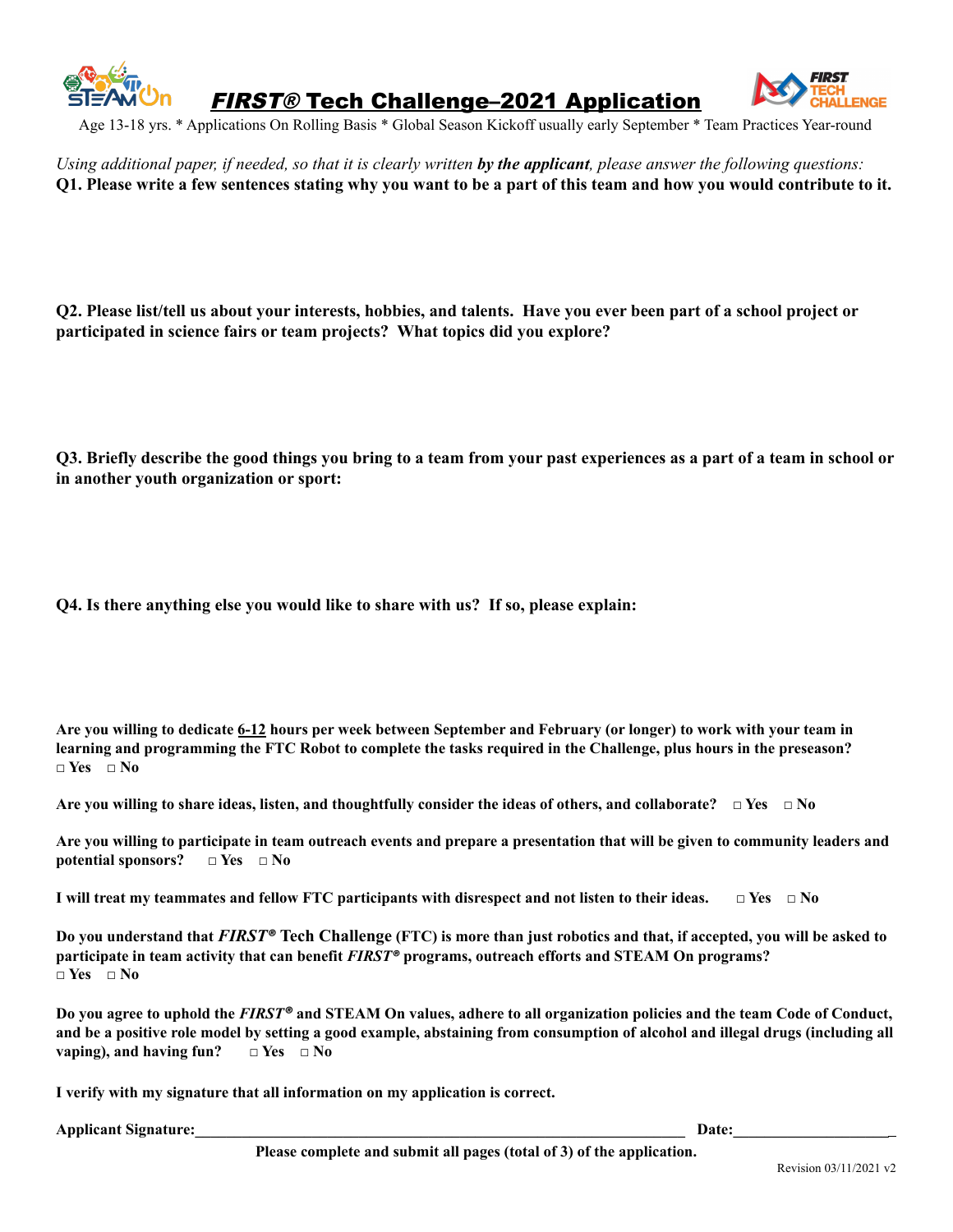# *FIRST®* Tech Challenge–2021 Application

Age 13-18 yrs. * Applications On Rolling Basis * Global Season Kickoff usually early September * Team Practices Year-round

*Using additional paper, if needed, so that it is clearly written* ***by the applicant****, please answer the following questions:*

**Q1. Please write a few sentences stating why you want to be a part of this team and how you would contribute to it.**

**Q2. Please list/tell us about your interests, hobbies, and talents. Have you ever been part of a school project or participated in science fairs or team projects? What topics did you explore?**

**Q3. Briefly describe the good things you bring to a team from your past experiences as a part of a team in school or in another youth organization or sport:**

**Q4. Is there anything else you would like to share with us? If so, please explain:**

**Are you willing to dedicate <u>6-12</u> hours per week between September and February (or longer) to work with your team in learning and programming the FTC Robot to complete the tasks required in the Challenge, plus hours in the preseason?**
**□ Yes □ No**

**Are you willing to share ideas, listen, and thoughtfully consider the ideas of others, and collaborate? □ Yes □ No**

**Are you willing to participate in team outreach events and prepare a presentation that will be given to community leaders and potential sponsors? □ Yes □ No**

**I will treat my teammates and fellow FTC participants with disrespect and not listen to their ideas. □ Yes □ No**

**Do you understand that *FIRST®* Tech Challenge (FTC) is more than just robotics and that, if accepted, you will be asked to participate in team activity that can benefit *FIRST®* programs, outreach efforts and STEAM On programs?**
**□ Yes □ No**

**Do you agree to uphold the *FIRST®* and STEAM On values, adhere to all organization policies and the team Code of Conduct, and be a positive role model by setting a good example, abstaining from consumption of alcohol and illegal drugs (including all vaping), and having fun? □ Yes □ No**

**I verify with my signature that all information on my application is correct.**

**Applicant Signature:_______________________________________________ Date:____________________**

**Please complete and submit all pages (total of 3) of the application.**

Revision 03/11/2021 v2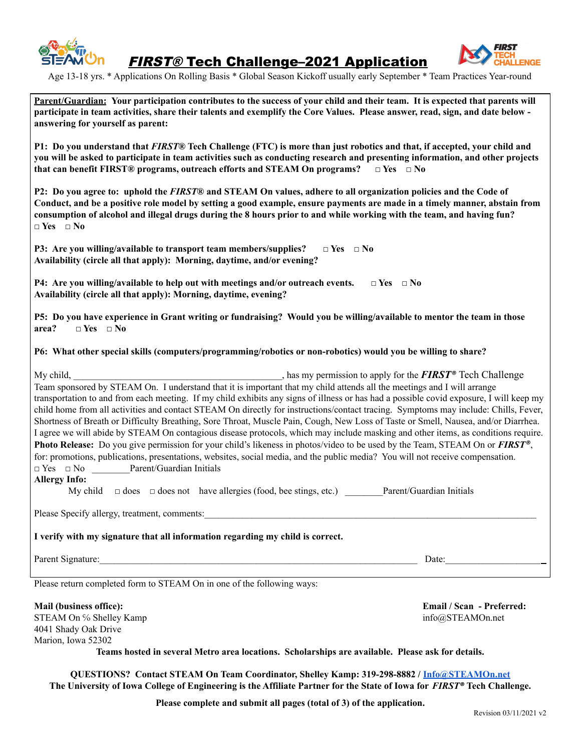# *FIRST®* Tech Challenge–2021 Application

Age 13-18 yrs. * Applications On Rolling Basis * Global Season Kickoff usually early September * Team Practices Year-round

**Parent/Guardian: Your participation contributes to the success of your child and their team. It is expected that parents will participate in team activities, share their talents and exemplify the Core Values. Please answer, read, sign, and date below - answering for yourself as parent:**

**P1: Do you understand that *FIRST*® Tech Challenge (FTC) is more than just robotics and that, if accepted, your child and you will be asked to participate in team activities such as conducting research and presenting information, and other projects that can benefit FIRST® programs, outreach efforts and STEAM On programs? □ Yes □ No**

**P2: Do you agree to: uphold the *FIRST*® and STEAM On values, adhere to all organization policies and the Code of Conduct, and be a positive role model by setting a good example, ensure payments are made in a timely manner, abstain from consumption of alcohol and illegal drugs during the 8 hours prior to and while working with the team, and having fun? □ Yes □ No**

**P3: Are you willing/available to transport team members/supplies? □ Yes □ No**
**Availability (circle all that apply): Morning, daytime, and/or evening?**

**P4: Are you willing/available to help out with meetings and/or outreach events. □ Yes □ No**
**Availability (circle all that apply): Morning, daytime, evening?**

**P5: Do you have experience in Grant writing or fundraising? Would you be willing/available to mentor the team in those area? □ Yes □ No**

**P6: What other special skills (computers/programming/robotics or non-robotics) would you be willing to share?**

My child, ____________________________________________, has my permission to apply for the ***FIRST®*** Tech Challenge Team sponsored by STEAM On. I understand that it is important that my child attends all the meetings and I will arrange transportation to and from each meeting. If my child exhibits any signs of illness or has had a possible covid exposure, I will keep my child home from all activities and contact STEAM On directly for instructions/contact tracing. Symptoms may include: Chills, Fever, Shortness of Breath or Difficulty Breathing, Sore Throat, Muscle Pain, Cough, New Loss of Taste or Smell, Nausea, and/or Diarrhea. I agree we will abide by STEAM On contagious disease protocols, which may include masking and other items, as conditions require.

**Photo Release:** Do you give permission for your child's likeness in photos/video to be used by the Team, STEAM On or ***FIRST®***, for: promotions, publications, presentations, websites, social media, and the public media? You will not receive compensation.
□ Yes □ No ________Parent/Guardian Initials

**Allergy Info:**
My child □ does □ does not have allergies (food, bee stings, etc.) ________Parent/Guardian Initials

Please Specify allergy, treatment, comments:_______________________________________________________________________

**I verify with my signature that all information regarding my child is correct.**

Parent Signature:_________________________________________________________________ Date:____________________

Please return completed form to STEAM On in one of the following ways:

**Mail (business office):**
STEAM On ℅ Shelley Kamp
4041 Shady Oak Drive
Marion, Iowa 52302

**Email / Scan - Preferred:**
info@STEAMOn.net

**Teams hosted in several Metro area locations. Scholarships are available. Please ask for details.**

**QUESTIONS? Contact STEAM On Team Coordinator, Shelley Kamp: 319-298-8882 / Info@STEAMOn.net**
**The University of Iowa College of Engineering is the Affiliate Partner for the State of Iowa for *FIRST®* Tech Challenge.**

**Please complete and submit all pages (total of 3) of the application.**

Revision 03/11/2021 v2